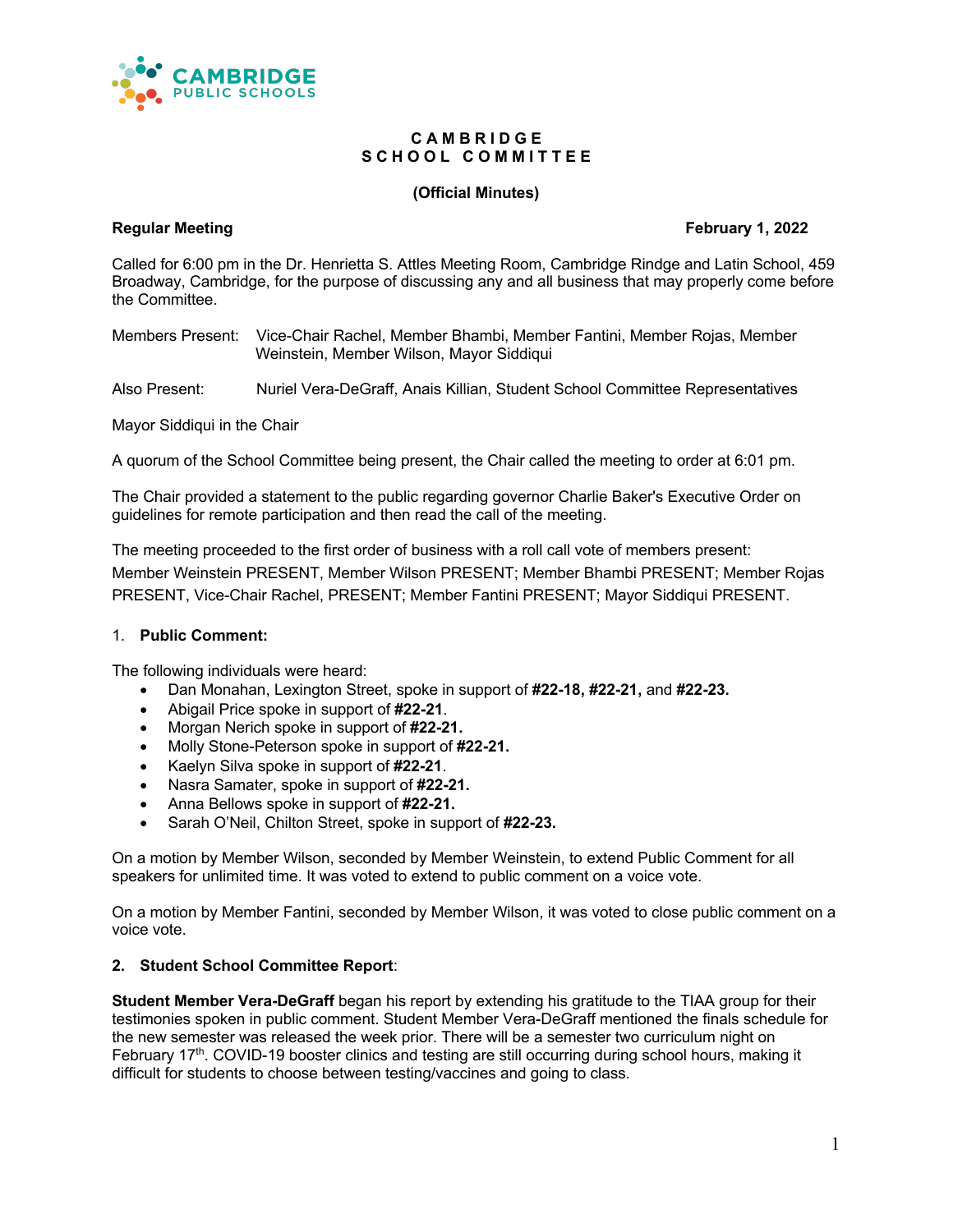# CAMBRIDGE SCHOOL COMMITTEE

**(Official Minutes)**

**Regular Meeting** **February 1, 2022**

Called for 6:00 pm in the Dr. Henrietta S. Attles Meeting Room, Cambridge Rindge and Latin School, 459 Broadway, Cambridge, for the purpose of discussing any and all business that may properly come before the Committee.

Members Present: Vice-Chair Rachel, Member Bhambi, Member Fantini, Member Rojas, Member Weinstein, Member Wilson, Mayor Siddiqui

Also Present: Nuriel Vera-DeGraff, Anais Killian, Student School Committee Representatives

Mayor Siddiqui in the Chair

A quorum of the School Committee being present, the Chair called the meeting to order at 6:01 pm.

The Chair provided a statement to the public regarding governor Charlie Baker's Executive Order on guidelines for remote participation and then read the call of the meeting.

The meeting proceeded to the first order of business with a roll call vote of members present: Member Weinstein PRESENT, Member Wilson PRESENT; Member Bhambi PRESENT; Member Rojas PRESENT, Vice-Chair Rachel, PRESENT; Member Fantini PRESENT; Mayor Siddiqui PRESENT.

1. **Public Comment:**

The following individuals were heard:

- Dan Monahan, Lexington Street, spoke in support of **#22-18, #22-21,** and **#22-23.**
- Abigail Price spoke in support of **#22-21**.
- Morgan Nerich spoke in support of **#22-21.**
- Molly Stone-Peterson spoke in support of **#22-21.**
- Kaelyn Silva spoke in support of **#22-21**.
- Nasra Samater, spoke in support of **#22-21.**
- Anna Bellows spoke in support of **#22-21.**
- Sarah O'Neil, Chilton Street, spoke in support of **#22-23.**

On a motion by Member Wilson, seconded by Member Weinstein, to extend Public Comment for all speakers for unlimited time. It was voted to extend to public comment on a voice vote.

On a motion by Member Fantini, seconded by Member Wilson, it was voted to close public comment on a voice vote.

**2. Student School Committee Report**:

**Student Member Vera-DeGraff** began his report by extending his gratitude to the TIAA group for their testimonies spoken in public comment. Student Member Vera-DeGraff mentioned the finals schedule for the new semester was released the week prior. There will be a semester two curriculum night on February 17th. COVID-19 booster clinics and testing are still occurring during school hours, making it difficult for students to choose between testing/vaccines and going to class.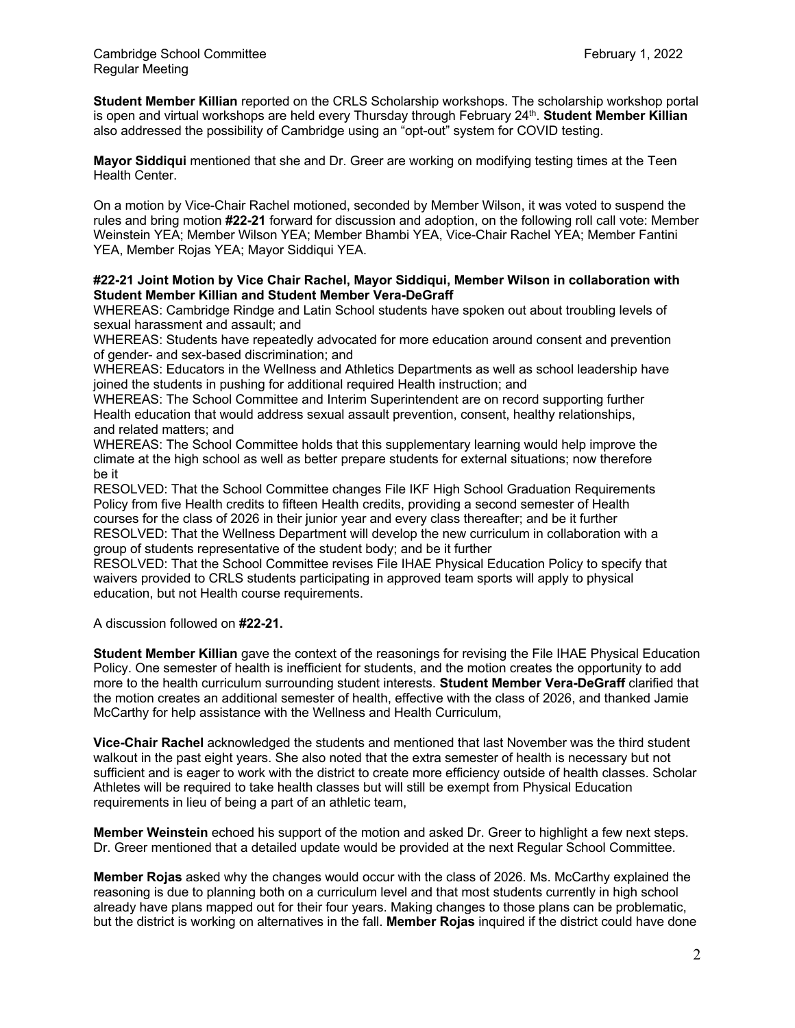**Student Member Killian** reported on the CRLS Scholarship workshops. The scholarship workshop portal is open and virtual workshops are held every Thursday through February 24th. **Student Member Killian** also addressed the possibility of Cambridge using an "opt-out" system for COVID testing.

**Mayor Siddiqui** mentioned that she and Dr. Greer are working on modifying testing times at the Teen Health Center.

On a motion by Vice-Chair Rachel motioned, seconded by Member Wilson, it was voted to suspend the rules and bring motion **#22-21** forward for discussion and adoption, on the following roll call vote: Member Weinstein YEA; Member Wilson YEA; Member Bhambi YEA, Vice-Chair Rachel YEA; Member Fantini YEA, Member Rojas YEA; Mayor Siddiqui YEA.

**#22-21 Joint Motion by Vice Chair Rachel, Mayor Siddiqui, Member Wilson in collaboration with Student Member Killian and Student Member Vera-DeGraff**

WHEREAS: Cambridge Rindge and Latin School students have spoken out about troubling levels of sexual harassment and assault; and
WHEREAS: Students have repeatedly advocated for more education around consent and prevention of gender- and sex-based discrimination; and
WHEREAS: Educators in the Wellness and Athletics Departments as well as school leadership have joined the students in pushing for additional required Health instruction; and
WHEREAS: The School Committee and Interim Superintendent are on record supporting further Health education that would address sexual assault prevention, consent, healthy relationships, and related matters; and
WHEREAS: The School Committee holds that this supplementary learning would help improve the climate at the high school as well as better prepare students for external situations; now therefore be it
RESOLVED: That the School Committee changes File IKF High School Graduation Requirements Policy from five Health credits to fifteen Health credits, providing a second semester of Health courses for the class of 2026 in their junior year and every class thereafter; and be it further
RESOLVED: That the Wellness Department will develop the new curriculum in collaboration with a group of students representative of the student body; and be it further
RESOLVED: That the School Committee revises File IHAE Physical Education Policy to specify that waivers provided to CRLS students participating in approved team sports will apply to physical education, but not Health course requirements.

A discussion followed on **#22-21.**

**Student Member Killian** gave the context of the reasonings for revising the File IHAE Physical Education Policy. One semester of health is inefficient for students, and the motion creates the opportunity to add more to the health curriculum surrounding student interests. **Student Member Vera-DeGraff** clarified that the motion creates an additional semester of health, effective with the class of 2026, and thanked Jamie McCarthy for help assistance with the Wellness and Health Curriculum,

**Vice-Chair Rachel** acknowledged the students and mentioned that last November was the third student walkout in the past eight years. She also noted that the extra semester of health is necessary but not sufficient and is eager to work with the district to create more efficiency outside of health classes. Scholar Athletes will be required to take health classes but will still be exempt from Physical Education requirements in lieu of being a part of an athletic team,

**Member Weinstein** echoed his support of the motion and asked Dr. Greer to highlight a few next steps. Dr. Greer mentioned that a detailed update would be provided at the next Regular School Committee.

**Member Rojas** asked why the changes would occur with the class of 2026. Ms. McCarthy explained the reasoning is due to planning both on a curriculum level and that most students currently in high school already have plans mapped out for their four years. Making changes to those plans can be problematic, but the district is working on alternatives in the fall. **Member Rojas** inquired if the district could have done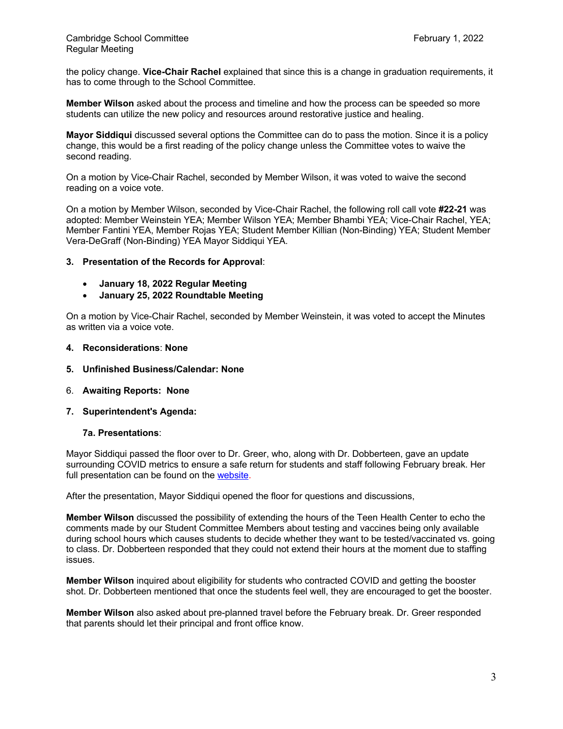the policy change. **Vice-Chair Rachel** explained that since this is a change in graduation requirements, it has to come through to the School Committee.

**Member Wilson** asked about the process and timeline and how the process can be speeded so more students can utilize the new policy and resources around restorative justice and healing.

**Mayor Siddiqui** discussed several options the Committee can do to pass the motion. Since it is a policy change, this would be a first reading of the policy change unless the Committee votes to waive the second reading.

On a motion by Vice-Chair Rachel, seconded by Member Wilson, it was voted to waive the second reading on a voice vote.

On a motion by Member Wilson, seconded by Vice-Chair Rachel, the following roll call vote **#22-21** was adopted: Member Weinstein YEA; Member Wilson YEA; Member Bhambi YEA; Vice-Chair Rachel, YEA; Member Fantini YEA, Member Rojas YEA; Student Member Killian (Non-Binding) YEA; Student Member Vera-DeGraff (Non-Binding) YEA Mayor Siddiqui YEA.

**3. Presentation of the Records for Approval**:

- **January 18, 2022 Regular Meeting**
- **January 25, 2022 Roundtable Meeting**

On a motion by Vice-Chair Rachel, seconded by Member Weinstein, it was voted to accept the Minutes as written via a voice vote.

**4. Reconsiderations**: **None**

**5. Unfinished Business/Calendar: None**

6. **Awaiting Reports: None**

**7. Superintendent's Agenda:**

**7a. Presentations**:

Mayor Siddiqui passed the floor over to Dr. Greer, who, along with Dr. Dobberteen, gave an update surrounding COVID metrics to ensure a safe return for students and staff following February break. Her full presentation can be found on the website.

After the presentation, Mayor Siddiqui opened the floor for questions and discussions,

**Member Wilson** discussed the possibility of extending the hours of the Teen Health Center to echo the comments made by our Student Committee Members about testing and vaccines being only available during school hours which causes students to decide whether they want to be tested/vaccinated vs. going to class. Dr. Dobberteen responded that they could not extend their hours at the moment due to staffing issues.

**Member Wilson** inquired about eligibility for students who contracted COVID and getting the booster shot. Dr. Dobberteen mentioned that once the students feel well, they are encouraged to get the booster.

**Member Wilson** also asked about pre-planned travel before the February break. Dr. Greer responded that parents should let their principal and front office know.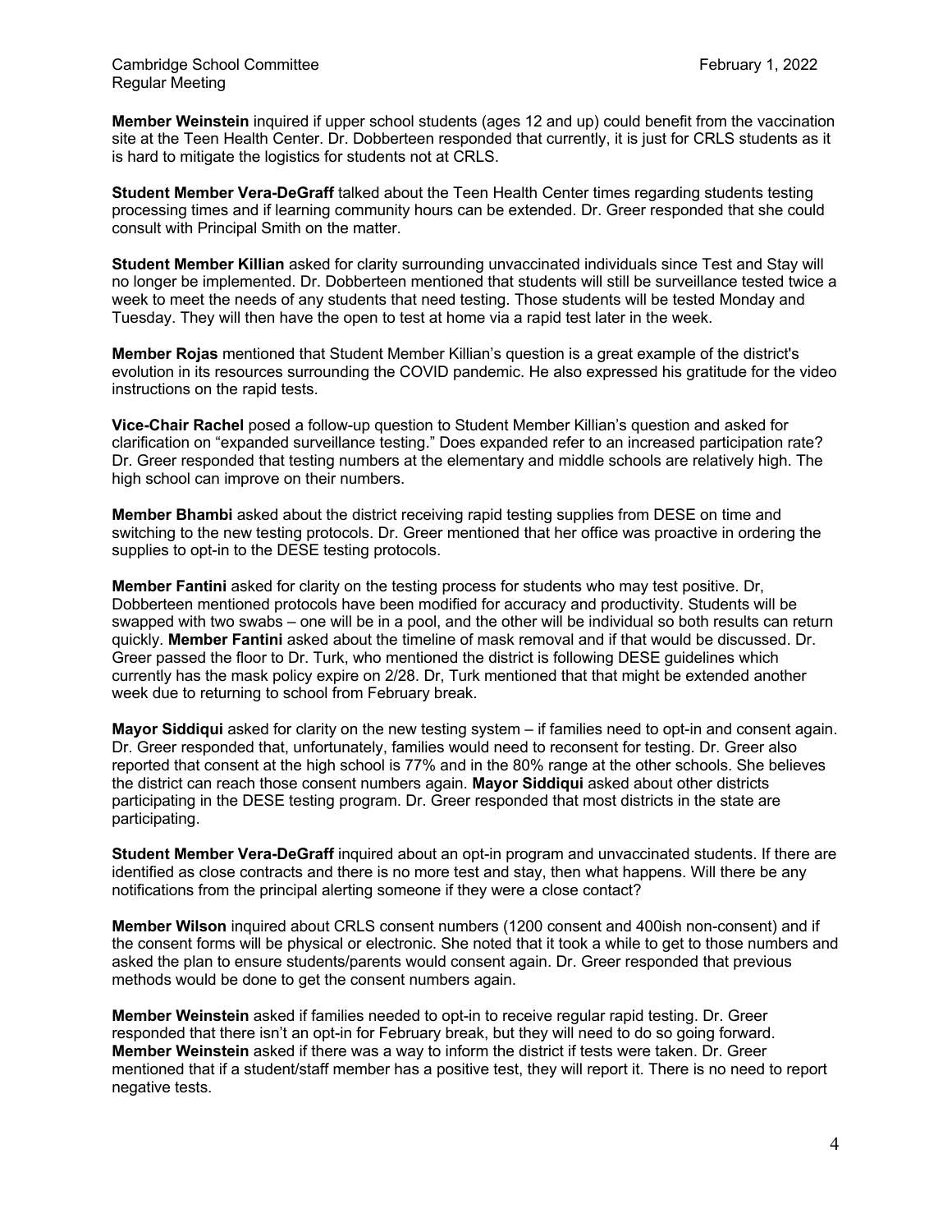**Member Weinstein** inquired if upper school students (ages 12 and up) could benefit from the vaccination site at the Teen Health Center. Dr. Dobberteen responded that currently, it is just for CRLS students as it is hard to mitigate the logistics for students not at CRLS.

**Student Member Vera-DeGraff** talked about the Teen Health Center times regarding students testing processing times and if learning community hours can be extended. Dr. Greer responded that she could consult with Principal Smith on the matter.

**Student Member Killian** asked for clarity surrounding unvaccinated individuals since Test and Stay will no longer be implemented. Dr. Dobberteen mentioned that students will still be surveillance tested twice a week to meet the needs of any students that need testing. Those students will be tested Monday and Tuesday. They will then have the open to test at home via a rapid test later in the week.

**Member Rojas** mentioned that Student Member Killian's question is a great example of the district's evolution in its resources surrounding the COVID pandemic. He also expressed his gratitude for the video instructions on the rapid tests.

**Vice-Chair Rachel** posed a follow-up question to Student Member Killian's question and asked for clarification on "expanded surveillance testing." Does expanded refer to an increased participation rate? Dr. Greer responded that testing numbers at the elementary and middle schools are relatively high. The high school can improve on their numbers.

**Member Bhambi** asked about the district receiving rapid testing supplies from DESE on time and switching to the new testing protocols. Dr. Greer mentioned that her office was proactive in ordering the supplies to opt-in to the DESE testing protocols.

**Member Fantini** asked for clarity on the testing process for students who may test positive. Dr, Dobberteen mentioned protocols have been modified for accuracy and productivity. Students will be swapped with two swabs – one will be in a pool, and the other will be individual so both results can return quickly. **Member Fantini** asked about the timeline of mask removal and if that would be discussed. Dr. Greer passed the floor to Dr. Turk, who mentioned the district is following DESE guidelines which currently has the mask policy expire on 2/28. Dr, Turk mentioned that that might be extended another week due to returning to school from February break.

**Mayor Siddiqui** asked for clarity on the new testing system – if families need to opt-in and consent again. Dr. Greer responded that, unfortunately, families would need to reconsent for testing. Dr. Greer also reported that consent at the high school is 77% and in the 80% range at the other schools. She believes the district can reach those consent numbers again. **Mayor Siddiqui** asked about other districts participating in the DESE testing program. Dr. Greer responded that most districts in the state are participating.

**Student Member Vera-DeGraff** inquired about an opt-in program and unvaccinated students. If there are identified as close contracts and there is no more test and stay, then what happens. Will there be any notifications from the principal alerting someone if they were a close contact?

**Member Wilson** inquired about CRLS consent numbers (1200 consent and 400ish non-consent) and if the consent forms will be physical or electronic. She noted that it took a while to get to those numbers and asked the plan to ensure students/parents would consent again. Dr. Greer responded that previous methods would be done to get the consent numbers again.

**Member Weinstein** asked if families needed to opt-in to receive regular rapid testing. Dr. Greer responded that there isn't an opt-in for February break, but they will need to do so going forward. **Member Weinstein** asked if there was a way to inform the district if tests were taken. Dr. Greer mentioned that if a student/staff member has a positive test, they will report it. There is no need to report negative tests.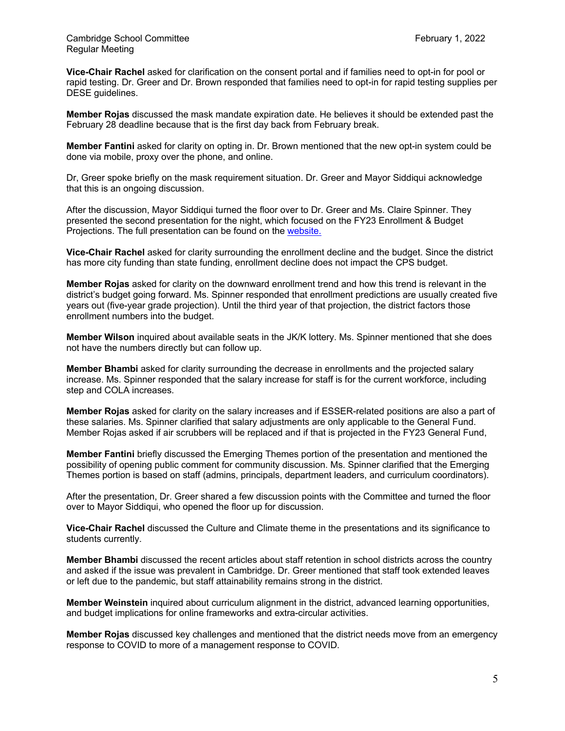**Vice-Chair Rachel** asked for clarification on the consent portal and if families need to opt-in for pool or rapid testing. Dr. Greer and Dr. Brown responded that families need to opt-in for rapid testing supplies per DESE guidelines.

**Member Rojas** discussed the mask mandate expiration date. He believes it should be extended past the February 28 deadline because that is the first day back from February break.

**Member Fantini** asked for clarity on opting in. Dr. Brown mentioned that the new opt-in system could be done via mobile, proxy over the phone, and online.

Dr, Greer spoke briefly on the mask requirement situation. Dr. Greer and Mayor Siddiqui acknowledge that this is an ongoing discussion.

After the discussion, Mayor Siddiqui turned the floor over to Dr. Greer and Ms. Claire Spinner. They presented the second presentation for the night, which focused on the FY23 Enrollment & Budget Projections. The full presentation can be found on the website.

**Vice-Chair Rachel** asked for clarity surrounding the enrollment decline and the budget. Since the district has more city funding than state funding, enrollment decline does not impact the CPS budget.

**Member Rojas** asked for clarity on the downward enrollment trend and how this trend is relevant in the district's budget going forward. Ms. Spinner responded that enrollment predictions are usually created five years out (five-year grade projection). Until the third year of that projection, the district factors those enrollment numbers into the budget.

**Member Wilson** inquired about available seats in the JK/K lottery. Ms. Spinner mentioned that she does not have the numbers directly but can follow up.

**Member Bhambi** asked for clarity surrounding the decrease in enrollments and the projected salary increase. Ms. Spinner responded that the salary increase for staff is for the current workforce, including step and COLA increases.

**Member Rojas** asked for clarity on the salary increases and if ESSER-related positions are also a part of these salaries. Ms. Spinner clarified that salary adjustments are only applicable to the General Fund. Member Rojas asked if air scrubbers will be replaced and if that is projected in the FY23 General Fund,

**Member Fantini** briefly discussed the Emerging Themes portion of the presentation and mentioned the possibility of opening public comment for community discussion. Ms. Spinner clarified that the Emerging Themes portion is based on staff (admins, principals, department leaders, and curriculum coordinators).

After the presentation, Dr. Greer shared a few discussion points with the Committee and turned the floor over to Mayor Siddiqui, who opened the floor up for discussion.

**Vice-Chair Rachel** discussed the Culture and Climate theme in the presentations and its significance to students currently.

**Member Bhambi** discussed the recent articles about staff retention in school districts across the country and asked if the issue was prevalent in Cambridge. Dr. Greer mentioned that staff took extended leaves or left due to the pandemic, but staff attainability remains strong in the district.

**Member Weinstein** inquired about curriculum alignment in the district, advanced learning opportunities, and budget implications for online frameworks and extra-circular activities.

**Member Rojas** discussed key challenges and mentioned that the district needs move from an emergency response to COVID to more of a management response to COVID.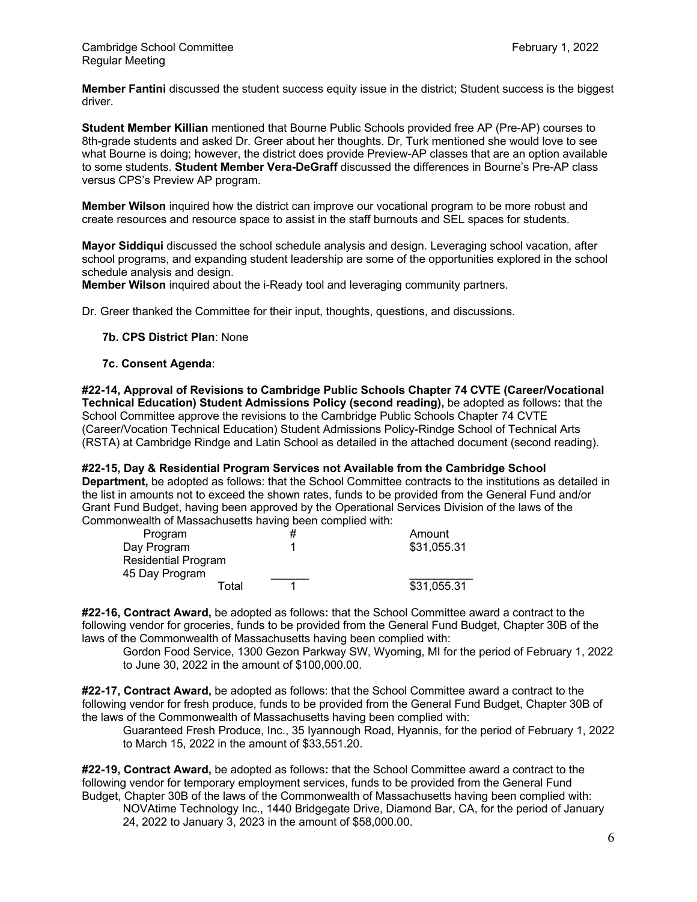**Member Fantini** discussed the student success equity issue in the district; Student success is the biggest driver.

**Student Member Killian** mentioned that Bourne Public Schools provided free AP (Pre-AP) courses to 8th-grade students and asked Dr. Greer about her thoughts. Dr, Turk mentioned she would love to see what Bourne is doing; however, the district does provide Preview-AP classes that are an option available to some students. **Student Member Vera-DeGraff** discussed the differences in Bourne's Pre-AP class versus CPS's Preview AP program.

**Member Wilson** inquired how the district can improve our vocational program to be more robust and create resources and resource space to assist in the staff burnouts and SEL spaces for students.

**Mayor Siddiqui** discussed the school schedule analysis and design. Leveraging school vacation, after school programs, and expanding student leadership are some of the opportunities explored in the school schedule analysis and design.
**Member Wilson** inquired about the i-Ready tool and leveraging community partners.

Dr. Greer thanked the Committee for their input, thoughts, questions, and discussions.

**7b. CPS District Plan**: None

**7c. Consent Agenda**:

**#22-14, Approval of Revisions to Cambridge Public Schools Chapter 74 CVTE (Career/Vocational Technical Education) Student Admissions Policy (second reading),** be adopted as follows**:** that the School Committee approve the revisions to the Cambridge Public Schools Chapter 74 CVTE (Career/Vocation Technical Education) Student Admissions Policy-Rindge School of Technical Arts (RSTA) at Cambridge Rindge and Latin School as detailed in the attached document (second reading).

**#22-15, Day & Residential Program Services not Available from the Cambridge School Department,** be adopted as follows: that the School Committee contracts to the institutions as detailed in the list in amounts not to exceed the shown rates, funds to be provided from the General Fund and/or Grant Fund Budget, having been approved by the Operational Services Division of the laws of the Commonwealth of Massachusetts having been complied with:

| Program | # | Amount |
|---|---|---|
| Day Program | 1 | $31,055.31 |
| Residential Program | | |
| 45 Day Program | | |
| Total | 1 | $31,055.31 |

**#22-16, Contract Award,** be adopted as follows**:** that the School Committee award a contract to the following vendor for groceries, funds to be provided from the General Fund Budget, Chapter 30B of the laws of the Commonwealth of Massachusetts having been complied with:

Gordon Food Service, 1300 Gezon Parkway SW, Wyoming, MI for the period of February 1, 2022 to June 30, 2022 in the amount of $100,000.00.

**#22-17, Contract Award,** be adopted as follows: that the School Committee award a contract to the following vendor for fresh produce, funds to be provided from the General Fund Budget, Chapter 30B of the laws of the Commonwealth of Massachusetts having been complied with:

Guaranteed Fresh Produce, Inc., 35 Iyannough Road, Hyannis, for the period of February 1, 2022 to March 15, 2022 in the amount of $33,551.20.

**#22-19, Contract Award,** be adopted as follows**:** that the School Committee award a contract to the following vendor for temporary employment services, funds to be provided from the General Fund Budget, Chapter 30B of the laws of the Commonwealth of Massachusetts having been complied with:

NOVAtime Technology Inc., 1440 Bridgegate Drive, Diamond Bar, CA, for the period of January 24, 2022 to January 3, 2023 in the amount of $58,000.00.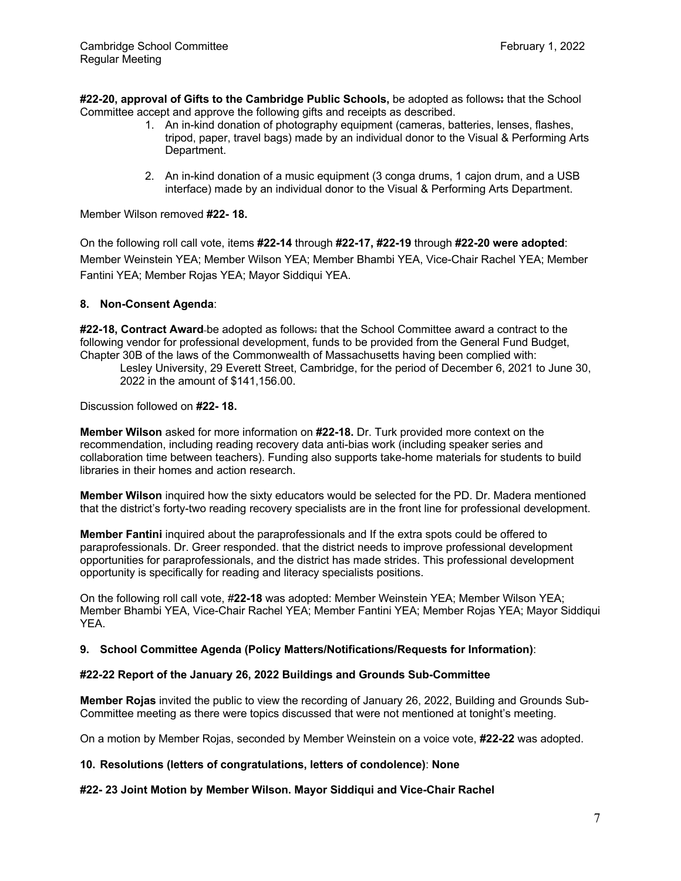**#22-20, approval of Gifts to the Cambridge Public Schools,** be adopted as follows: that the School Committee accept and approve the following gifts and receipts as described.

1. An in-kind donation of photography equipment (cameras, batteries, lenses, flashes, tripod, paper, travel bags) made by an individual donor to the Visual & Performing Arts Department.
2. An in-kind donation of a music equipment (3 conga drums, 1 cajon drum, and a USB interface) made by an individual donor to the Visual & Performing Arts Department.

Member Wilson removed **#22- 18.**

On the following roll call vote, items **#22-14** through **#22-17, #22-19** through **#22-20 were adopted**: Member Weinstein YEA; Member Wilson YEA; Member Bhambi YEA, Vice-Chair Rachel YEA; Member Fantini YEA; Member Rojas YEA; Mayor Siddiqui YEA.

## 8. Non-Consent Agenda:

**#22-18, Contract Award** be adopted as follows: that the School Committee award a contract to the following vendor for professional development, funds to be provided from the General Fund Budget, Chapter 30B of the laws of the Commonwealth of Massachusetts having been complied with:

Lesley University, 29 Everett Street, Cambridge, for the period of December 6, 2021 to June 30, 2022 in the amount of $141,156.00.

Discussion followed on **#22- 18.**

**Member Wilson** asked for more information on **#22-18.** Dr. Turk provided more context on the recommendation, including reading recovery data anti-bias work (including speaker series and collaboration time between teachers). Funding also supports take-home materials for students to build libraries in their homes and action research.

**Member Wilson** inquired how the sixty educators would be selected for the PD. Dr. Madera mentioned that the district's forty-two reading recovery specialists are in the front line for professional development.

**Member Fantini** inquired about the paraprofessionals and If the extra spots could be offered to paraprofessionals. Dr. Greer responded. that the district needs to improve professional development opportunities for paraprofessionals, and the district has made strides. This professional development opportunity is specifically for reading and literacy specialists positions.

On the following roll call vote, #**22-18** was adopted: Member Weinstein YEA; Member Wilson YEA; Member Bhambi YEA, Vice-Chair Rachel YEA; Member Fantini YEA; Member Rojas YEA; Mayor Siddiqui YEA.

## 9. School Committee Agenda (Policy Matters/Notifications/Requests for Information):

**#22-22 Report of the January 26, 2022 Buildings and Grounds Sub-Committee**

**Member Rojas** invited the public to view the recording of January 26, 2022, Building and Grounds Sub-Committee meeting as there were topics discussed that were not mentioned at tonight's meeting.

On a motion by Member Rojas, seconded by Member Weinstein on a voice vote, **#22-22** was adopted.

## 10. Resolutions (letters of congratulations, letters of condolence): None

**#22- 23 Joint Motion by Member Wilson. Mayor Siddiqui and Vice-Chair Rachel**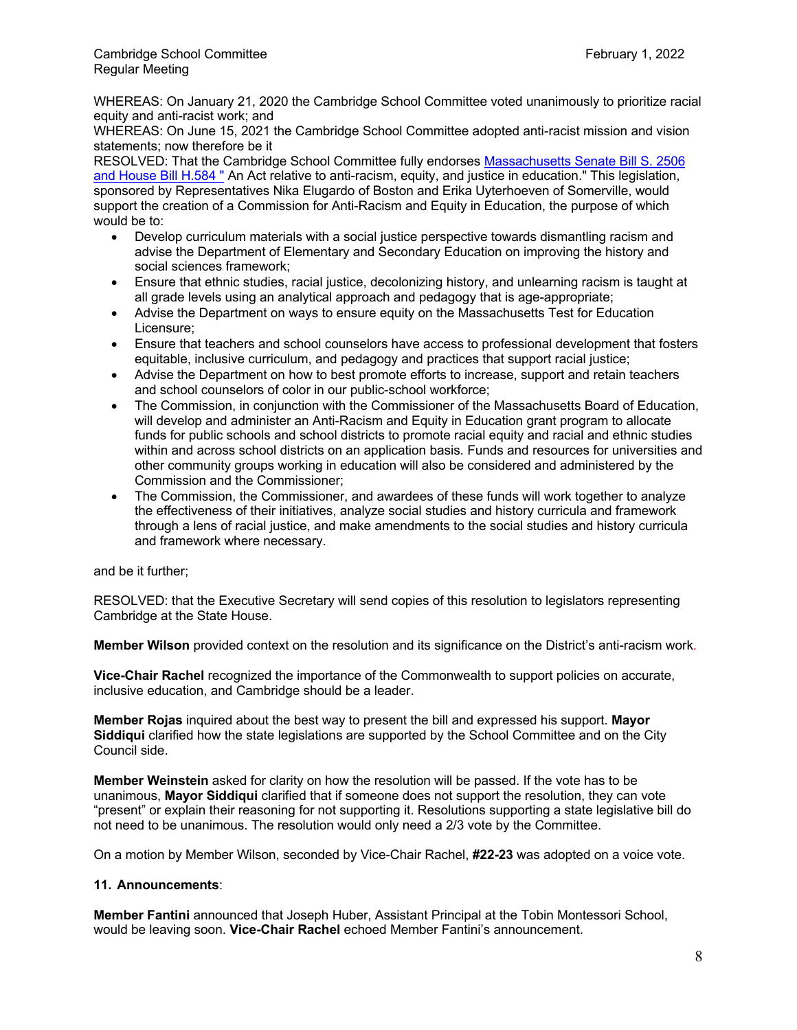WHEREAS: On January 21, 2020 the Cambridge School Committee voted unanimously to prioritize racial equity and anti-racist work; and
WHEREAS: On June 15, 2021 the Cambridge School Committee adopted anti-racist mission and vision statements; now therefore be it
RESOLVED: That the Cambridge School Committee fully endorses [Massachusetts Senate Bill S. 2506 and House Bill H.584 "](#) An Act relative to anti-racism, equity, and justice in education." This legislation, sponsored by Representatives Nika Elugardo of Boston and Erika Uyterhoeven of Somerville, would support the creation of a Commission for Anti-Racism and Equity in Education, the purpose of which would be to:

- Develop curriculum materials with a social justice perspective towards dismantling racism and advise the Department of Elementary and Secondary Education on improving the history and social sciences framework;
- Ensure that ethnic studies, racial justice, decolonizing history, and unlearning racism is taught at all grade levels using an analytical approach and pedagogy that is age-appropriate;
- Advise the Department on ways to ensure equity on the Massachusetts Test for Education Licensure;
- Ensure that teachers and school counselors have access to professional development that fosters equitable, inclusive curriculum, and pedagogy and practices that support racial justice;
- Advise the Department on how to best promote efforts to increase, support and retain teachers and school counselors of color in our public-school workforce;
- The Commission, in conjunction with the Commissioner of the Massachusetts Board of Education, will develop and administer an Anti-Racism and Equity in Education grant program to allocate funds for public schools and school districts to promote racial equity and racial and ethnic studies within and across school districts on an application basis. Funds and resources for universities and other community groups working in education will also be considered and administered by the Commission and the Commissioner;
- The Commission, the Commissioner, and awardees of these funds will work together to analyze the effectiveness of their initiatives, analyze social studies and history curricula and framework through a lens of racial justice, and make amendments to the social studies and history curricula and framework where necessary.

and be it further;

RESOLVED: that the Executive Secretary will send copies of this resolution to legislators representing Cambridge at the State House.

**Member Wilson** provided context on the resolution and its significance on the District's anti-racism work.

**Vice-Chair Rachel** recognized the importance of the Commonwealth to support policies on accurate, inclusive education, and Cambridge should be a leader.

**Member Rojas** inquired about the best way to present the bill and expressed his support. **Mayor Siddiqui** clarified how the state legislations are supported by the School Committee and on the City Council side.

**Member Weinstein** asked for clarity on how the resolution will be passed. If the vote has to be unanimous, **Mayor Siddiqui** clarified that if someone does not support the resolution, they can vote "present" or explain their reasoning for not supporting it. Resolutions supporting a state legislative bill do not need to be unanimous. The resolution would only need a 2/3 vote by the Committee.

On a motion by Member Wilson, seconded by Vice-Chair Rachel, **#22-23** was adopted on a voice vote.

**11. Announcements**:

**Member Fantini** announced that Joseph Huber, Assistant Principal at the Tobin Montessori School, would be leaving soon. **Vice-Chair Rachel** echoed Member Fantini's announcement.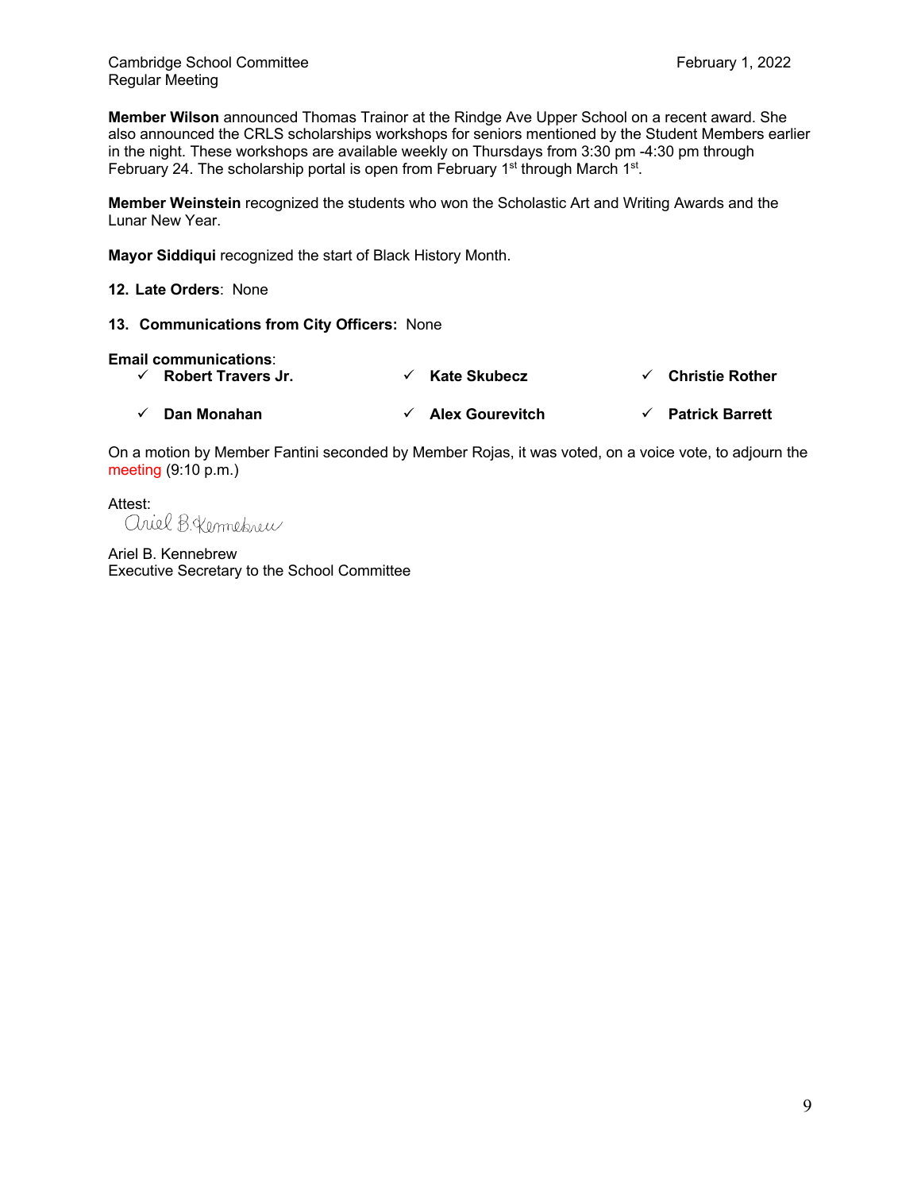**Member Wilson** announced Thomas Trainor at the Rindge Ave Upper School on a recent award. She also announced the CRLS scholarships workshops for seniors mentioned by the Student Members earlier in the night. These workshops are available weekly on Thursdays from 3:30 pm -4:30 pm through February 24. The scholarship portal is open from February 1st through March 1st.

**Member Weinstein** recognized the students who won the Scholastic Art and Writing Awards and the Lunar New Year.

**Mayor Siddiqui** recognized the start of Black History Month.

**12. Late Orders**: None

**13. Communications from City Officers:** None

**Email communications**:

- ✓ **Robert Travers Jr.**
- ✓ **Kate Skubecz**
- ✓ **Christie Rother**
- ✓ **Dan Monahan**
- ✓ **Alex Gourevitch**
- ✓ **Patrick Barrett**

On a motion by Member Fantini seconded by Member Rojas, it was voted, on a voice vote, to adjourn the meeting (9:10 p.m.)

Attest:
Ariel B. Kennebrew

Ariel B. Kennebrew
Executive Secretary to the School Committee